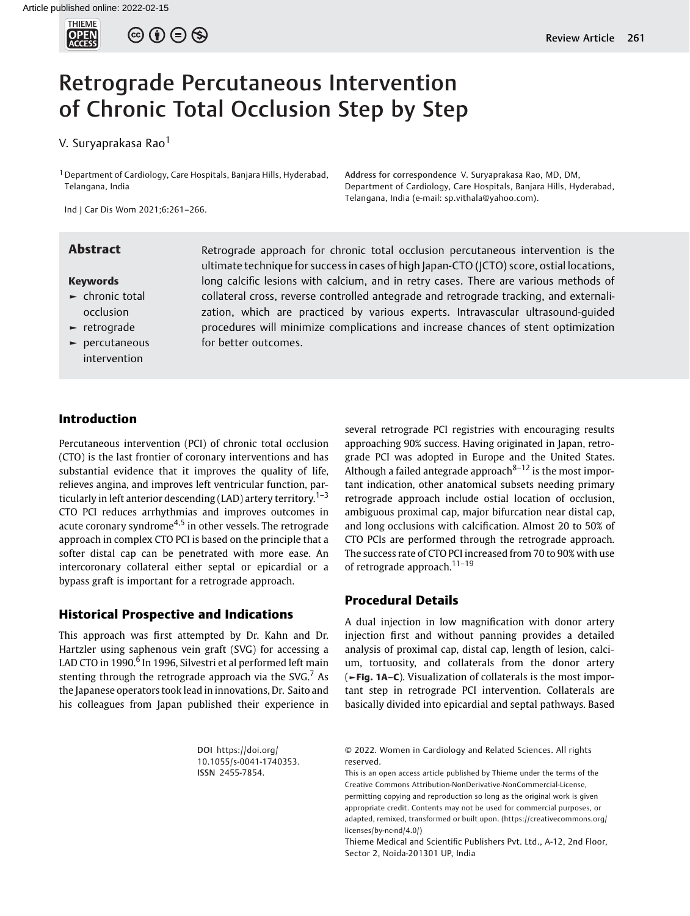# Retrograde Percutaneous Intervention of Chronic Total Occlusion Step by Step

V. Suryaprakasa Rao[1]

[1] Department of Cardiology, Care Hospitals, Banjara Hills, Hyderabad, Telangana, India

Address for correspondence V. Suryaprakasa Rao, MD, DM, Department of Cardiology, Care Hospitals, Banjara Hills, Hyderabad, Telangana, India (e-mail: sp.vithala@yahoo.com).

Ind J Car Dis Wom 2021;6:261–266.

## Abstract

Retrograde approach for chronic total occlusion percutaneous intervention is the ultimate technique for success in cases of high Japan-CTO (JCTO) score, ostial locations, long calcific lesions with calcium, and in retry cases. There are various methods of collateral cross, reverse controlled antegrade and retrograde tracking, and externalization, which are practiced by various experts. Intravascular ultrasound-guided procedures will minimize complications and increase chances of stent optimization for better outcomes.

**Keywords**

- chronic total occlusion
- retrograde
- percutaneous intervention

## Introduction

Percutaneous intervention (PCI) of chronic total occlusion (CTO) is the last frontier of coronary interventions and has substantial evidence that it improves the quality of life, relieves angina, and improves left ventricular function, particularly in left anterior descending (LAD) artery territory.[1–3] CTO PCI reduces arrhythmias and improves outcomes in acute coronary syndrome[4,5] in other vessels. The retrograde approach in complex CTO PCI is based on the principle that a softer distal cap can be penetrated with more ease. An intercoronary collateral either septal or epicardial or a bypass graft is important for a retrograde approach.

## Historical Prospective and Indications

This approach was first attempted by Dr. Kahn and Dr. Hartzler using saphenous vein graft (SVG) for accessing a LAD CTO in 1990.[6] In 1996, Silvestri et al performed left main stenting through the retrograde approach via the SVG.[7] As the Japanese operators took lead in innovations, Dr. Saito and his colleagues from Japan published their experience in several retrograde PCI registries with encouraging results approaching 90% success. Having originated in Japan, retrograde PCI was adopted in Europe and the United States. Although a failed antegrade approach[8–12] is the most important indication, other anatomical subsets needing primary retrograde approach include ostial location of occlusion, ambiguous proximal cap, major bifurcation near distal cap, and long occlusions with calcification. Almost 20 to 50% of CTO PCIs are performed through the retrograde approach. The success rate of CTO PCI increased from 70 to 90% with use of retrograde approach.[11–19]

## Procedural Details

A dual injection in low magnification with donor artery injection first and without panning provides a detailed analysis of proximal cap, distal cap, length of lesion, calcium, tortuosity, and collaterals from the donor artery (►Fig. 1A–C). Visualization of collaterals is the most important step in retrograde PCI intervention. Collaterals are basically divided into epicardial and septal pathways. Based

DOI https://doi.org/10.1055/s-0041-1740353. ISSN 2455-7854.

© 2022. Women in Cardiology and Related Sciences. All rights reserved.

This is an open access article published by Thieme under the terms of the Creative Commons Attribution-NonDerivative-NonCommercial-License, permitting copying and reproduction so long as the original work is given appropriate credit. Contents may not be used for commercial purposes, or adapted, remixed, transformed or built upon. (https://creativecommons.org/licenses/by-nc-nd/4.0/)

Thieme Medical and Scientific Publishers Pvt. Ltd., A-12, 2nd Floor, Sector 2, Noida-201301 UP, India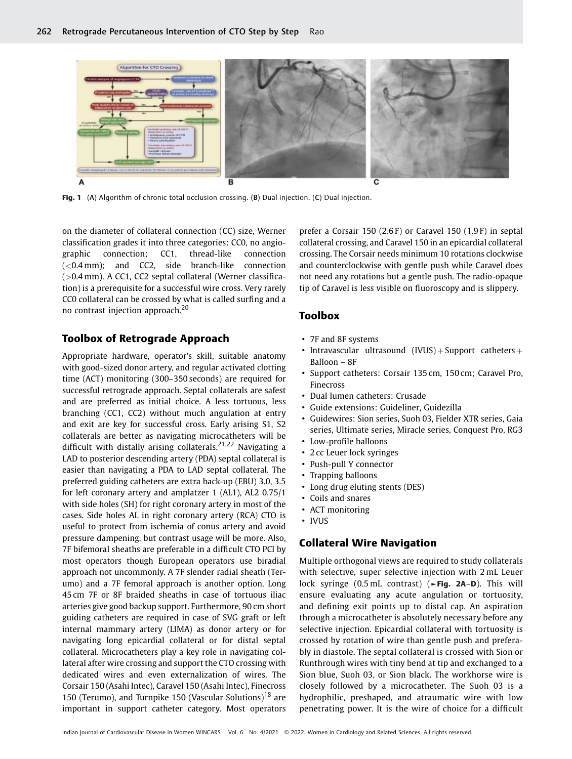Fig. 1 (A) Algorithm of chronic total occlusion crossing. (B) Dual injection. (C) Dual injection.

on the diameter of collateral connection (CC) size, Werner classification grades it into three categories: CC0, no angiographic connection; CC1, thread-like connection (<0.4 mm); and CC2, side branch-like connection (>0.4 mm). A CC1, CC2 septal collateral (Werner classification) is a prerequisite for a successful wire cross. Very rarely CC0 collateral can be crossed by what is called surfing and a no contrast injection approach.[20]

## Toolbox of Retrograde Approach

Appropriate hardware, operator's skill, suitable anatomy with good-sized donor artery, and regular activated clotting time (ACT) monitoring (300–350 seconds) are required for successful retrograde approach. Septal collaterals are safest and are preferred as initial choice. A less tortuous, less branching (CC1, CC2) without much angulation at entry and exit are key for successful cross. Early arising S1, S2 collaterals are better as navigating microcatheters will be difficult with distally arising collaterals.[21,22] Navigating a LAD to posterior descending artery (PDA) septal collateral is easier than navigating a PDA to LAD septal collateral. The preferred guiding catheters are extra back-up (EBU) 3.0, 3.5 for left coronary artery and amplatzer 1 (AL1), AL2 0.75/1 with side holes (SH) for right coronary artery in most of the cases. Side holes AL in right coronary artery (RCA) CTO is useful to protect from ischemia of conus artery and avoid pressure dampening, but contrast usage will be more. Also, 7F bifemoral sheaths are preferable in a difficult CTO PCI by most operators though European operators use biradial approach not uncommonly. A 7F slender radial sheath (Terumo) and a 7F femoral approach is another option. Long 45 cm 7F or 8F braided sheaths in case of tortuous iliac arteries give good backup support. Furthermore, 90 cm short guiding catheters are required in case of SVG graft or left internal mammary artery (LIMA) as donor artery or for navigating long epicardial collateral or for distal septal collateral. Microcatheters play a key role in navigating collateral after wire crossing and support the CTO crossing with dedicated wires and even externalization of wires. The Corsair 150 (Asahi Intec), Caravel 150 (Asahi Intec), Finecross 150 (Terumo), and Turnpike 150 (Vascular Solutions)[18] are important in support catheter category. Most operators prefer a Corsair 150 (2.6 F) or Caravel 150 (1.9 F) in septal collateral crossing, and Caravel 150 in an epicardial collateral crossing. The Corsair needs minimum 10 rotations clockwise and counterclockwise with gentle push while Caravel does not need any rotations but a gentle push. The radio-opaque tip of Caravel is less visible on fluoroscopy and is slippery.

## Toolbox

- 7F and 8F systems
- Intravascular ultrasound (IVUS) + Support catheters + Balloon – 8F
- Support catheters: Corsair 135 cm, 150 cm; Caravel Pro, Finecross
- Dual lumen catheters: Crusade
- Guide extensions: Guideliner, Guidezilla
- Guidewires: Sion series, Suoh 03, Fielder XTR series, Gaia series, Ultimate series, Miracle series, Conquest Pro, RG3
- Low-profile balloons
- 2 cc Leuer lock syringes
- Push-pull Y connector
- Trapping balloons
- Long drug eluting stents (DES)
- Coils and snares
- ACT monitoring
- IVUS

## Collateral Wire Navigation

Multiple orthogonal views are required to study collaterals with selective, super selective injection with 2 mL Leuer lock syringe (0.5 mL contrast) (►Fig. 2A–D). This will ensure evaluating any acute angulation or tortuosity, and defining exit points up to distal cap. An aspiration through a microcatheter is absolutely necessary before any selective injection. Epicardial collateral with tortuosity is crossed by rotation of wire than gentle push and preferably in diastole. The septal collateral is crossed with Sion or Runthrough wires with tiny bend at tip and exchanged to a Sion blue, Suoh 03, or Sion black. The workhorse wire is closely followed by a microcatheter. The Suoh 03 is a hydrophilic, preshaped, and atraumatic wire with low penetrating power. It is the wire of choice for a difficult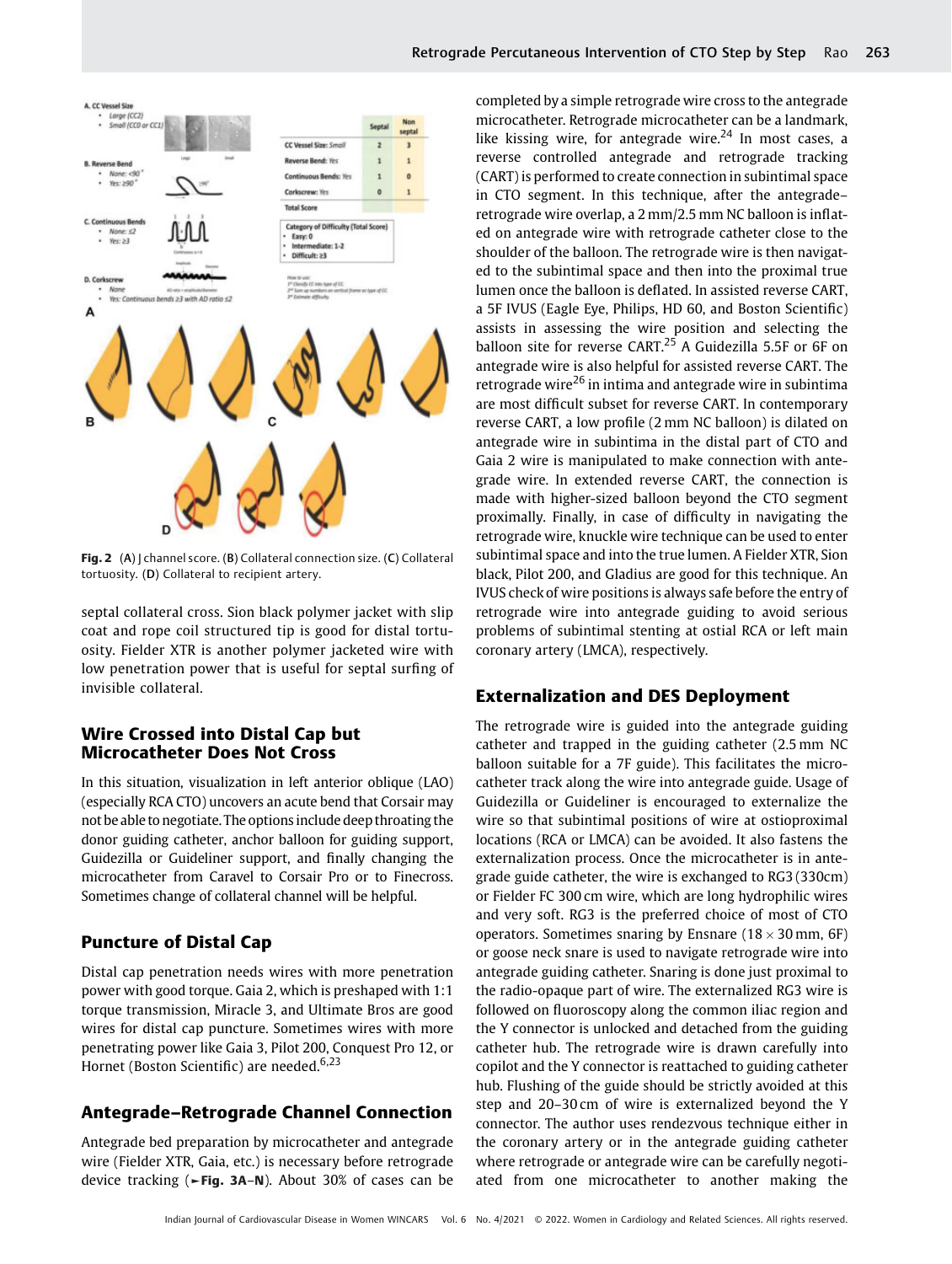Fig. 2 (A) J channel score. (B) Collateral connection size. (C) Collateral tortuosity. (D) Collateral to recipient artery.

septal collateral cross. Sion black polymer jacket with slip coat and rope coil structured tip is good for distal tortuosity. Fielder XTR is another polymer jacketed wire with low penetration power that is useful for septal surfing of invisible collateral.

## Wire Crossed into Distal Cap but Microcatheter Does Not Cross

In this situation, visualization in left anterior oblique (LAO) (especially RCA CTO) uncovers an acute bend that Corsair may not be able to negotiate. The options include deep throating the donor guiding catheter, anchor balloon for guiding support, Guidezilla or Guideliner support, and finally changing the microcatheter from Caravel to Corsair Pro or to Finecross. Sometimes change of collateral channel will be helpful.

## Puncture of Distal Cap

Distal cap penetration needs wires with more penetration power with good torque. Gaia 2, which is preshaped with 1:1 torque transmission, Miracle 3, and Ultimate Bros are good wires for distal cap puncture. Sometimes wires with more penetrating power like Gaia 3, Pilot 200, Conquest Pro 12, or Hornet (Boston Scientific) are needed.[6,23]

## Antegrade–Retrograde Channel Connection

Antegrade bed preparation by microcatheter and antegrade wire (Fielder XTR, Gaia, etc.) is necessary before retrograde device tracking (►Fig. 3A–N). About 30% of cases can be completed by a simple retrograde wire cross to the antegrade microcatheter. Retrograde microcatheter can be a landmark, like kissing wire, for antegrade wire.[24] In most cases, a reverse controlled antegrade and retrograde tracking (CART) is performed to create connection in subintimal space in CTO segment. In this technique, after the antegrade–retrograde wire overlap, a 2 mm/2.5 mm NC balloon is inflated on antegrade wire with retrograde catheter close to the shoulder of the balloon. The retrograde wire is then navigated to the subintimal space and then into the proximal true lumen once the balloon is deflated. In assisted reverse CART, a 5F IVUS (Eagle Eye, Philips, HD 60, and Boston Scientific) assists in assessing the wire position and selecting the balloon site for reverse CART.[25] A Guidezilla 5.5F or 6F on antegrade wire is also helpful for assisted reverse CART. The retrograde wire[26] in intima and antegrade wire in subintima are most difficult subset for reverse CART. In contemporary reverse CART, a low profile (2 mm NC balloon) is dilated on antegrade wire in subintima in the distal part of CTO and Gaia 2 wire is manipulated to make connection with antegrade wire. In extended reverse CART, the connection is made with higher-sized balloon beyond the CTO segment proximally. Finally, in case of difficulty in navigating the retrograde wire, knuckle wire technique can be used to enter subintimal space and into the true lumen. A Fielder XTR, Sion black, Pilot 200, and Gladius are good for this technique. An IVUS check of wire positions is always safe before the entry of retrograde wire into antegrade guiding to avoid serious problems of subintimal stenting at ostial RCA or left main coronary artery (LMCA), respectively.

## Externalization and DES Deployment

The retrograde wire is guided into the antegrade guiding catheter and trapped in the guiding catheter (2.5 mm NC balloon suitable for a 7F guide). This facilitates the microcatheter track along the wire into antegrade guide. Usage of Guidezilla or Guideliner is encouraged to externalize the wire so that subintimal positions of wire at ostioproximal locations (RCA or LMCA) can be avoided. It also fastens the externalization process. Once the microcatheter is in antegrade guide catheter, the wire is exchanged to RG3 (330cm) or Fielder FC 300 cm wire, which are long hydrophilic wires and very soft. RG3 is the preferred choice of most of CTO operators. Sometimes snaring by Ensnare ($18 \times 30$ mm, 6F) or goose neck snare is used to navigate retrograde wire into antegrade guiding catheter. Snaring is done just proximal to the radio-opaque part of wire. The externalized RG3 wire is followed on fluoroscopy along the common iliac region and the Y connector is unlocked and detached from the guiding catheter hub. The retrograde wire is drawn carefully into copilot and the Y connector is reattached to guiding catheter hub. Flushing of the guide should be strictly avoided at this step and 20–30 cm of wire is externalized beyond the Y connector. The author uses rendezvous technique either in the coronary artery or in the antegrade guiding catheter where retrograde or antegrade wire can be carefully negotiated from one microcatheter to another making the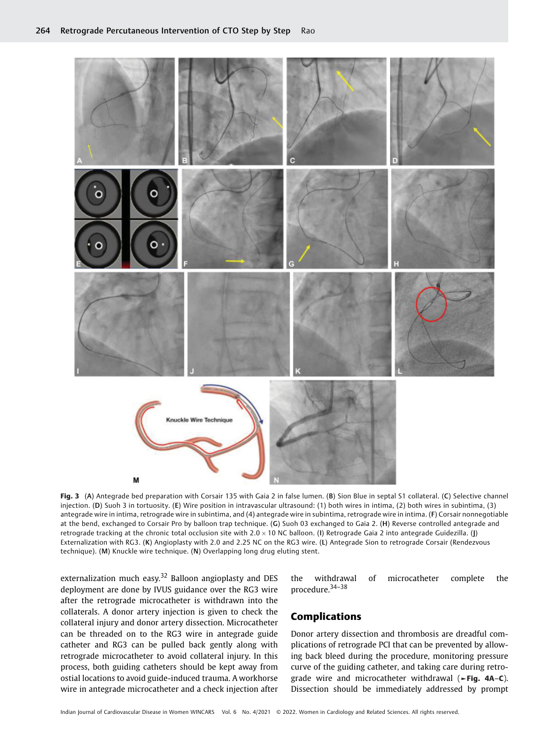**Fig. 3** (**A**) Antegrade bed preparation with Corsair 135 with Gaia 2 in false lumen. (**B**) Sion Blue in septal S1 collateral. (**C**) Selective channel injection. (**D**) Suoh 3 in tortuosity. (**E**) Wire position in intravascular ultrasound: (1) both wires in intima, (2) both wires in subintima, (3) antegrade wire in intima, retrograde wire in subintima, and (4) antegrade wire in subintima, retrograde wire in intima. (**F**) Corsair nonnegotiable at the bend, exchanged to Corsair Pro by balloon trap technique. (**G**) Suoh 03 exchanged to Gaia 2. (**H**) Reverse controlled antegrade and retrograde tracking at the chronic total occlusion site with 2.0 × 10 NC balloon. (**I**) Retrograde Gaia 2 into antegrade Guidezilla. (**J**) Externalization with RG3. (**K**) Angioplasty with 2.0 and 2.25 NC on the RG3 wire. (**L**) Antegrade Sion to retrograde Corsair (Rendezvous technique). (**M**) Knuckle wire technique. (**N**) Overlapping long drug eluting stent.

externalization much easy.[32] Balloon angioplasty and DES deployment are done by IVUS guidance over the RG3 wire after the retrograde microcatheter is withdrawn into the collaterals. A donor artery injection is given to check the collateral injury and donor artery dissection. Microcatheter can be threaded on to the RG3 wire in antegrade guide catheter and RG3 can be pulled back gently along with retrograde microcatheter to avoid collateral injury. In this process, both guiding catheters should be kept away from ostial locations to avoid guide-induced trauma. A workhorse wire in antegrade microcatheter and a check injection after the withdrawal of microcatheter complete the procedure.[34–38]

## Complications

Donor artery dissection and thrombosis are dreadful complications of retrograde PCI that can be prevented by allowing back bleed during the procedure, monitoring pressure curve of the guiding catheter, and taking care during retrograde wire and microcatheter withdrawal (►**Fig. 4A–C**). Dissection should be immediately addressed by prompt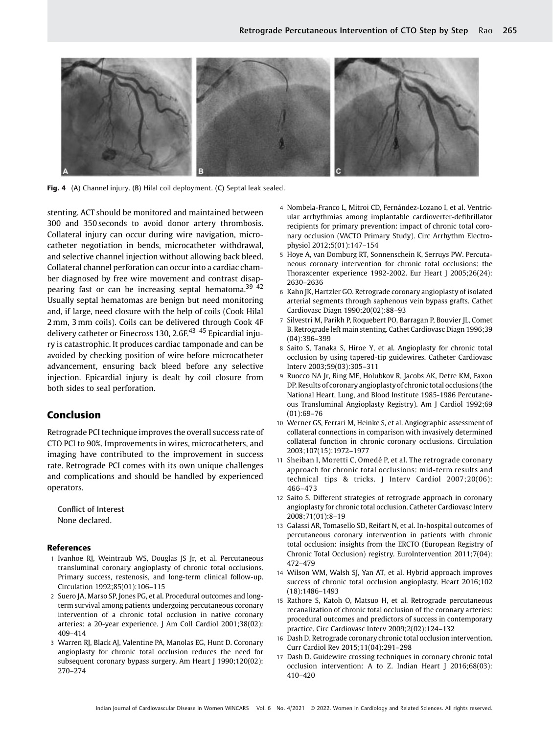Fig. 4 (A) Channel injury. (B) Hilal coil deployment. (C) Septal leak sealed.

stenting. ACT should be monitored and maintained between 300 and 350 seconds to avoid donor artery thrombosis. Collateral injury can occur during wire navigation, microcatheter negotiation in bends, microcatheter withdrawal, and selective channel injection without allowing back bleed. Collateral channel perforation can occur into a cardiac chamber diagnosed by free wire movement and contrast disappearing fast or can be increasing septal hematoma.[39–42] Usually septal hematomas are benign but need monitoring and, if large, need closure with the help of coils (Cook Hilal 2 mm, 3 mm coils). Coils can be delivered through Cook 4F delivery catheter or Finecross 130, 2.6F.[43–45] Epicardial injury is catastrophic. It produces cardiac tamponade and can be avoided by checking position of wire before microcatheter advancement, ensuring back bleed before any selective injection. Epicardial injury is dealt by coil closure from both sides to seal perforation.

## Conclusion

Retrograde PCI technique improves the overall success rate of CTO PCI to 90%. Improvements in wires, microcatheters, and imaging have contributed to the improvement in success rate. Retrograde PCI comes with its own unique challenges and complications and should be handled by experienced operators.

Conflict of Interest
None declared.

## References

1 Ivanhoe RJ, Weintraub WS, Douglas JS Jr, et al. Percutaneous transluminal coronary angioplasty of chronic total occlusions. Primary success, restenosis, and long-term clinical follow-up. Circulation 1992;85(01):106–115

2 Suero JA, Marso SP, Jones PG, et al. Procedural outcomes and long-term survival among patients undergoing percutaneous coronary intervention of a chronic total occlusion in native coronary arteries: a 20-year experience. J Am Coll Cardiol 2001;38(02):409–414

3 Warren RJ, Black AJ, Valentine PA, Manolas EG, Hunt D. Coronary angioplasty for chronic total occlusion reduces the need for subsequent coronary bypass surgery. Am Heart J 1990;120(02):270–274

4 Nombela-Franco L, Mitroi CD, Fernández-Lozano I, et al. Ventricular arrhythmias among implantable cardioverter-defibrillator recipients for primary prevention: impact of chronic total coronary occlusion (VACTO Primary Study). Circ Arrhythm Electrophysiol 2012;5(01):147–154

5 Hoye A, van Domburg RT, Sonnenschein K, Serruys PW. Percutaneous coronary intervention for chronic total occlusions: the Thoraxcenter experience 1992-2002. Eur Heart J 2005;26(24):2630–2636

6 Kahn JK, Hartzler GO. Retrograde coronary angioplasty of isolated arterial segments through saphenous vein bypass grafts. Cathet Cardiovasc Diagn 1990;20(02):88–93

7 Silvestri M, Parikh P, Roquebert PO, Barragan P, Bouvier JL, Comet B. Retrograde left main stenting. Cathet Cardiovasc Diagn 1996;39(04):396–399

8 Saito S, Tanaka S, Hiroe Y, et al. Angioplasty for chronic total occlusion by using tapered-tip guidewires. Catheter Cardiovasc Interv 2003;59(03):305–311

9 Ruocco NA Jr, Ring ME, Holubkov R, Jacobs AK, Detre KM, Faxon DP. Results of coronary angioplasty of chronic total occlusions (the National Heart, Lung, and Blood Institute 1985-1986 Percutaneous Transluminal Angioplasty Registry). Am J Cardiol 1992;69(01):69–76

10 Werner GS, Ferrari M, Heinke S, et al. Angiographic assessment of collateral connections in comparison with invasively determined collateral function in chronic coronary occlusions. Circulation 2003;107(15):1972–1977

11 Sheiban I, Moretti C, Omedé P, et al. The retrograde coronary approach for chronic total occlusions: mid-term results and technical tips & tricks. J Interv Cardiol 2007;20(06):466–473

12 Saito S. Different strategies of retrograde approach in coronary angioplasty for chronic total occlusion. Catheter Cardiovasc Interv 2008;71(01):8–19

13 Galassi AR, Tomasello SD, Reifart N, et al. In-hospital outcomes of percutaneous coronary intervention in patients with chronic total occlusion: insights from the ERCTO (European Registry of Chronic Total Occlusion) registry. EuroIntervention 2011;7(04):472–479

14 Wilson WM, Walsh SJ, Yan AT, et al. Hybrid approach improves success of chronic total occlusion angioplasty. Heart 2016;102(18):1486–1493

15 Rathore S, Katoh O, Matsuo H, et al. Retrograde percutaneous recanalization of chronic total occlusion of the coronary arteries: procedural outcomes and predictors of success in contemporary practice. Circ Cardiovasc Interv 2009;2(02):124–132

16 Dash D. Retrograde coronary chronic total occlusion intervention. Curr Cardiol Rev 2015;11(04):291–298

17 Dash D. Guidewire crossing techniques in coronary chronic total occlusion intervention: A to Z. Indian Heart J 2016;68(03):410–420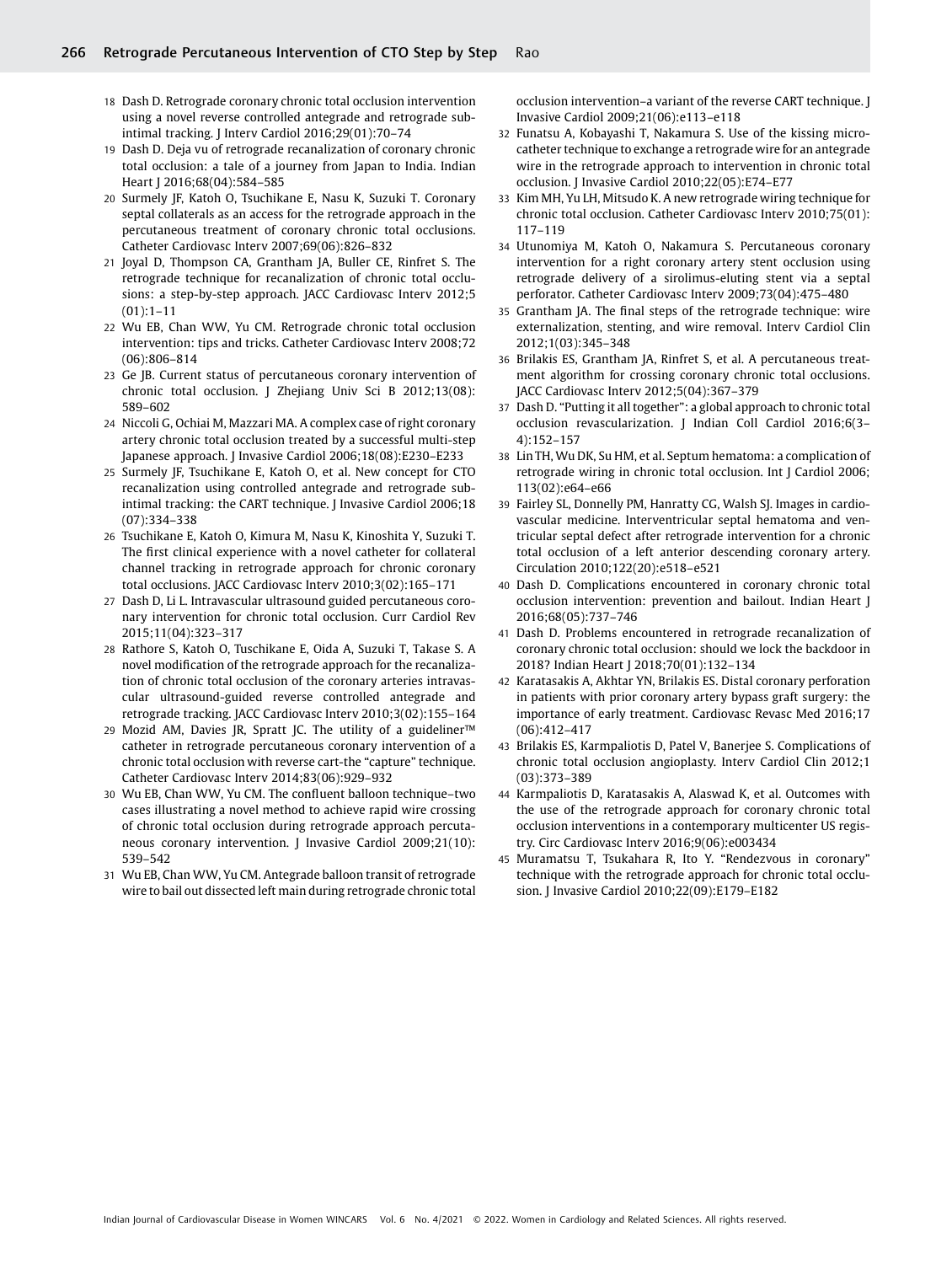18 Dash D. Retrograde coronary chronic total occlusion intervention using a novel reverse controlled antegrade and retrograde subintimal tracking. J Interv Cardiol 2016;29(01):70–74

19 Dash D. Deja vu of retrograde recanalization of coronary chronic total occlusion: a tale of a journey from Japan to India. Indian Heart J 2016;68(04):584–585

20 Surmely JF, Katoh O, Tsuchikane E, Nasu K, Suzuki T. Coronary septal collaterals as an access for the retrograde approach in the percutaneous treatment of coronary chronic total occlusions. Catheter Cardiovasc Interv 2007;69(06):826–832

21 Joyal D, Thompson CA, Grantham JA, Buller CE, Rinfret S. The retrograde technique for recanalization of chronic total occlusions: a step-by-step approach. JACC Cardiovasc Interv 2012;5 (01):1–11

22 Wu EB, Chan WW, Yu CM. Retrograde chronic total occlusion intervention: tips and tricks. Catheter Cardiovasc Interv 2008;72 (06):806–814

23 Ge JB. Current status of percutaneous coronary intervention of chronic total occlusion. J Zhejiang Univ Sci B 2012;13(08): 589–602

24 Niccoli G, Ochiai M, Mazzari MA. A complex case of right coronary artery chronic total occlusion treated by a successful multi-step Japanese approach. J Invasive Cardiol 2006;18(08):E230–E233

25 Surmely JF, Tsuchikane E, Katoh O, et al. New concept for CTO recanalization using controlled antegrade and retrograde subintimal tracking: the CART technique. J Invasive Cardiol 2006;18 (07):334–338

26 Tsuchikane E, Katoh O, Kimura M, Nasu K, Kinoshita Y, Suzuki T. The first clinical experience with a novel catheter for collateral channel tracking in retrograde approach for chronic coronary total occlusions. JACC Cardiovasc Interv 2010;3(02):165–171

27 Dash D, Li L. Intravascular ultrasound guided percutaneous coronary intervention for chronic total occlusion. Curr Cardiol Rev 2015;11(04):323–317

28 Rathore S, Katoh O, Tuschikane E, Oida A, Suzuki T, Takase S. A novel modification of the retrograde approach for the recanalization of chronic total occlusion of the coronary arteries intravascular ultrasound-guided reverse controlled antegrade and retrograde tracking. JACC Cardiovasc Interv 2010;3(02):155–164

29 Mozid AM, Davies JR, Spratt JC. The utility of a guideliner™ catheter in retrograde percutaneous coronary intervention of a chronic total occlusion with reverse cart-the "capture" technique. Catheter Cardiovasc Interv 2014;83(06):929–932

30 Wu EB, Chan WW, Yu CM. The confluent balloon technique–two cases illustrating a novel method to achieve rapid wire crossing of chronic total occlusion during retrograde approach percutaneous coronary intervention. J Invasive Cardiol 2009;21(10): 539–542

31 Wu EB, Chan WW, Yu CM. Antegrade balloon transit of retrograde wire to bail out dissected left main during retrograde chronic total occlusion intervention–a variant of the reverse CART technique. J Invasive Cardiol 2009;21(06):e113–e118

32 Funatsu A, Kobayashi T, Nakamura S. Use of the kissing microcatheter technique to exchange a retrograde wire for an antegrade wire in the retrograde approach to intervention in chronic total occlusion. J Invasive Cardiol 2010;22(05):E74–E77

33 Kim MH, Yu LH, Mitsudo K. A new retrograde wiring technique for chronic total occlusion. Catheter Cardiovasc Interv 2010;75(01): 117–119

34 Utunomiya M, Katoh O, Nakamura S. Percutaneous coronary intervention for a right coronary artery stent occlusion using retrograde delivery of a sirolimus-eluting stent via a septal perforator. Catheter Cardiovasc Interv 2009;73(04):475–480

35 Grantham JA. The final steps of the retrograde technique: wire externalization, stenting, and wire removal. Interv Cardiol Clin 2012;1(03):345–348

36 Brilakis ES, Grantham JA, Rinfret S, et al. A percutaneous treatment algorithm for crossing coronary chronic total occlusions. JACC Cardiovasc Interv 2012;5(04):367–379

37 Dash D. "Putting it all together": a global approach to chronic total occlusion revascularization. J Indian Coll Cardiol 2016;6(3–4):152–157

38 Lin TH, Wu DK, Su HM, et al. Septum hematoma: a complication of retrograde wiring in chronic total occlusion. Int J Cardiol 2006; 113(02):e64–e66

39 Fairley SL, Donnelly PM, Hanratty CG, Walsh SJ. Images in cardiovascular medicine. Interventricular septal hematoma and ventricular septal defect after retrograde intervention for a chronic total occlusion of a left anterior descending coronary artery. Circulation 2010;122(20):e518–e521

40 Dash D. Complications encountered in coronary chronic total occlusion intervention: prevention and bailout. Indian Heart J 2016;68(05):737–746

41 Dash D. Problems encountered in retrograde recanalization of coronary chronic total occlusion: should we lock the backdoor in 2018? Indian Heart J 2018;70(01):132–134

42 Karatasakis A, Akhtar YN, Brilakis ES. Distal coronary perforation in patients with prior coronary artery bypass graft surgery: the importance of early treatment. Cardiovasc Revasc Med 2016;17 (06):412–417

43 Brilakis ES, Karmpaliotis D, Patel V, Banerjee S. Complications of chronic total occlusion angioplasty. Interv Cardiol Clin 2012;1 (03):373–389

44 Karmpaliotis D, Karatasakis A, Alaswad K, et al. Outcomes with the use of the retrograde approach for coronary chronic total occlusion interventions in a contemporary multicenter US registry. Circ Cardiovasc Interv 2016;9(06):e003434

45 Muramatsu T, Tsukahara R, Ito Y. "Rendezvous in coronary" technique with the retrograde approach for chronic total occlusion. J Invasive Cardiol 2010;22(09):E179–E182